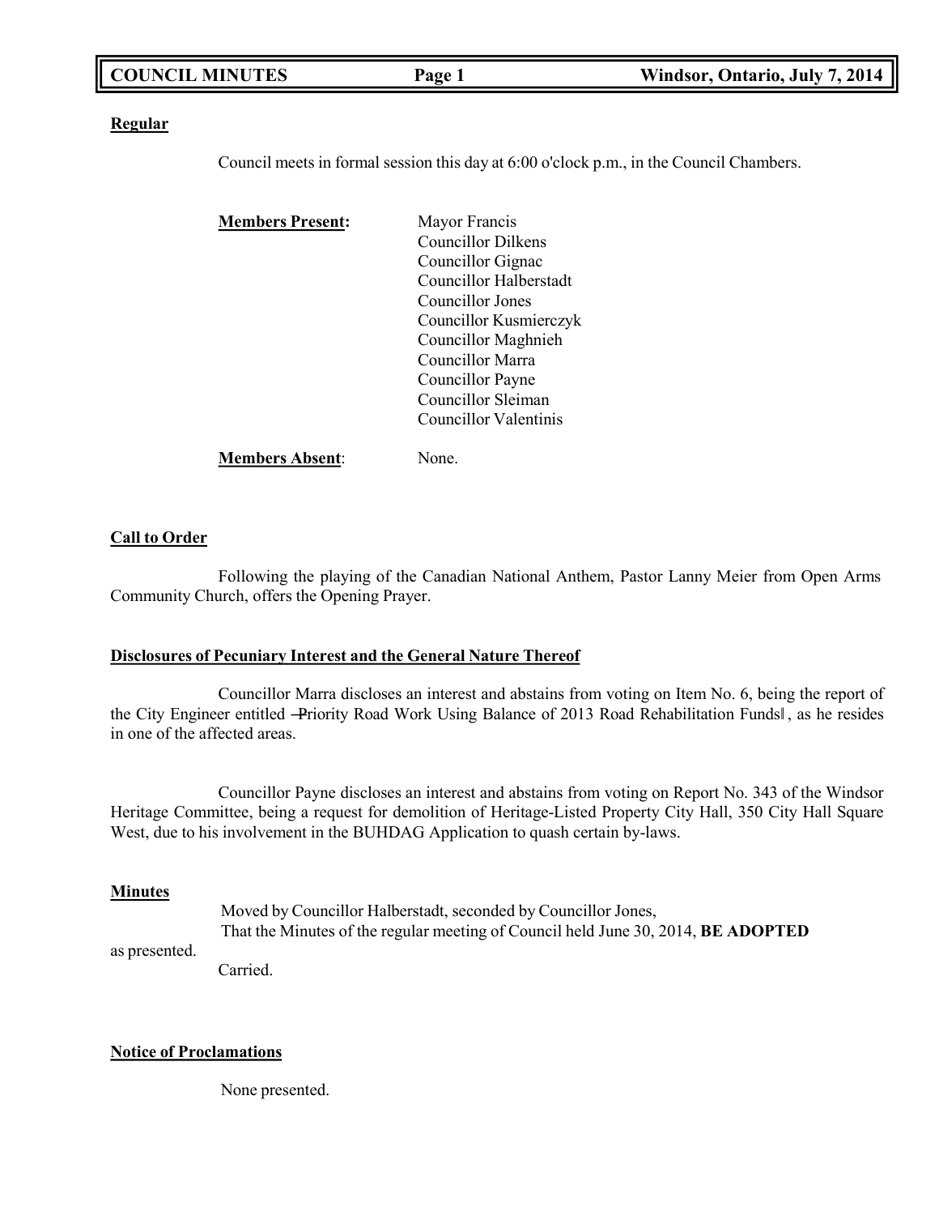**Regular**

Council meets in formal session this day at 6:00 o'clock p.m., in the Council Chambers.

**Members Present:**

Mayor Francis
Councillor Dilkens
Councillor Gignac
Councillor Halberstadt
Councillor Jones
Councillor Kusmierczyk
Councillor Maghnieh
Councillor Marra
Councillor Payne
Councillor Sleiman
Councillor Valentinis

**Members Absent**: None.

**Call to Order**

Following the playing of the Canadian National Anthem, Pastor Lanny Meier from Open Arms Community Church, offers the Opening Prayer.

**Disclosures of Pecuniary Interest and the General Nature Thereof**

Councillor Marra discloses an interest and abstains from voting on Item No. 6, being the report of the City Engineer entitled ―Priority Road Work Using Balance of 2013 Road Rehabilitation Funds‖, as he resides in one of the affected areas.

Councillor Payne discloses an interest and abstains from voting on Report No. 343 of the Windsor Heritage Committee, being a request for demolition of Heritage-Listed Property City Hall, 350 City Hall Square West, due to his involvement in the BUHDAG Application to quash certain by-laws.

**Minutes**

Moved by Councillor Halberstadt, seconded by Councillor Jones,
That the Minutes of the regular meeting of Council held June 30, 2014, **BE ADOPTED** as presented.
Carried.

**Notice of Proclamations**

None presented.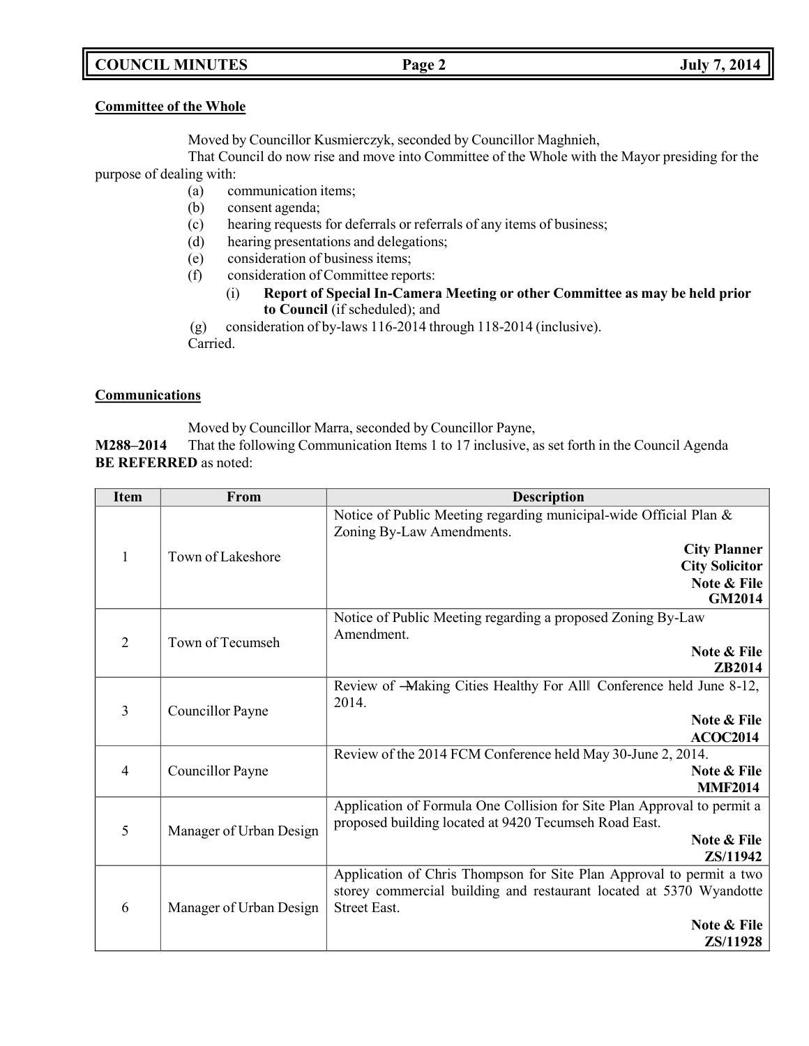**Committee of the Whole**

Moved by Councillor Kusmierczyk, seconded by Councillor Maghnieh,

That Council do now rise and move into Committee of the Whole with the Mayor presiding for the purpose of dealing with:

(a) communication items;
(b) consent agenda;
(c) hearing requests for deferrals or referrals of any items of business;
(d) hearing presentations and delegations;
(e) consideration of business items;
(f) consideration of Committee reports:
  (i) **Report of Special In-Camera Meeting or other Committee as may be held prior to Council** (if scheduled); and
(g) consideration of by-laws 116-2014 through 118-2014 (inclusive).

Carried.

**Communications**

Moved by Councillor Marra, seconded by Councillor Payne,

**M288–2014** That the following Communication Items 1 to 17 inclusive, as set forth in the Council Agenda **BE REFERRED** as noted:

| Item | From | Description |
|---|---|---|
| 1 | Town of Lakeshore | Notice of Public Meeting regarding municipal-wide Official Plan & Zoning By-Law Amendments. **City Planner** **City Solicitor** **Note & File** **GM2014** |
| 2 | Town of Tecumseh | Notice of Public Meeting regarding a proposed Zoning By-Law Amendment. **Note & File** **ZB2014** |
| 3 | Councillor Payne | Review of ―Making Cities Healthy For All‖ Conference held June 8-12, 2014. **Note & File** **ACOC2014** |
| 4 | Councillor Payne | Review of the 2014 FCM Conference held May 30-June 2, 2014. **Note & File** **MMF2014** |
| 5 | Manager of Urban Design | Application of Formula One Collision for Site Plan Approval to permit a proposed building located at 9420 Tecumseh Road East. **Note & File** **ZS/11942** |
| 6 | Manager of Urban Design | Application of Chris Thompson for Site Plan Approval to permit a two storey commercial building and restaurant located at 5370 Wyandotte Street East. **Note & File** **ZS/11928** |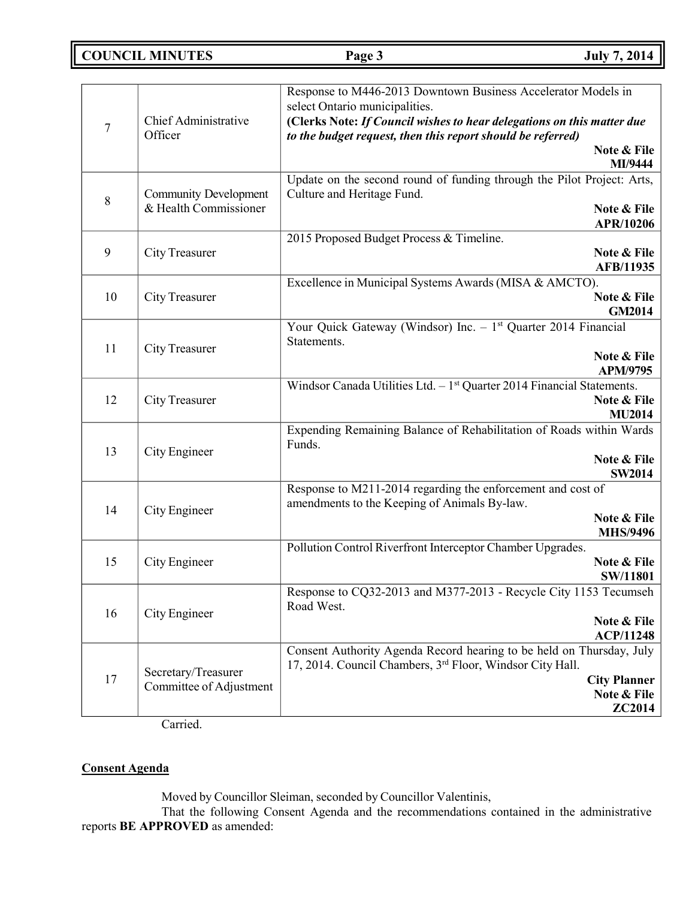| | | |
|---|---|---|
| 7 | Chief Administrative Officer | Response to M446-2013 Downtown Business Accelerator Models in select Ontario municipalities. **(Clerks Note:** ***If Council wishes to hear delegations on this matter due to the budget request, then this report should be referred)*** **Note & File** **MI/9444** |
| 8 | Community Development & Health Commissioner | Update on the second round of funding through the Pilot Project: Arts, Culture and Heritage Fund. **Note & File** **APR/10206** |
| 9 | City Treasurer | 2015 Proposed Budget Process & Timeline. **Note & File** **AFB/11935** |
| 10 | City Treasurer | Excellence in Municipal Systems Awards (MISA & AMCTO). **Note & File** **GM2014** |
| 11 | City Treasurer | Your Quick Gateway (Windsor) Inc. – 1st Quarter 2014 Financial Statements. **Note & File** **APM/9795** |
| 12 | City Treasurer | Windsor Canada Utilities Ltd. – 1st Quarter 2014 Financial Statements. **Note & File** **MU2014** |
| 13 | City Engineer | Expending Remaining Balance of Rehabilitation of Roads within Wards Funds. **Note & File** **SW2014** |
| 14 | City Engineer | Response to M211-2014 regarding the enforcement and cost of amendments to the Keeping of Animals By-law. **Note & File** **MHS/9496** |
| 15 | City Engineer | Pollution Control Riverfront Interceptor Chamber Upgrades. **Note & File** **SW/11801** |
| 16 | City Engineer | Response to CQ32-2013 and M377-2013 - Recycle City 1153 Tecumseh Road West. **Note & File** **ACP/11248** |
| 17 | Secretary/Treasurer Committee of Adjustment | Consent Authority Agenda Record hearing to be held on Thursday, July 17, 2014. Council Chambers, 3rd Floor, Windsor City Hall. **City Planner** **Note & File** **ZC2014** |

Carried.

**Consent Agenda**

Moved by Councillor Sleiman, seconded by Councillor Valentinis,

That the following Consent Agenda and the recommendations contained in the administrative reports **BE APPROVED** as amended: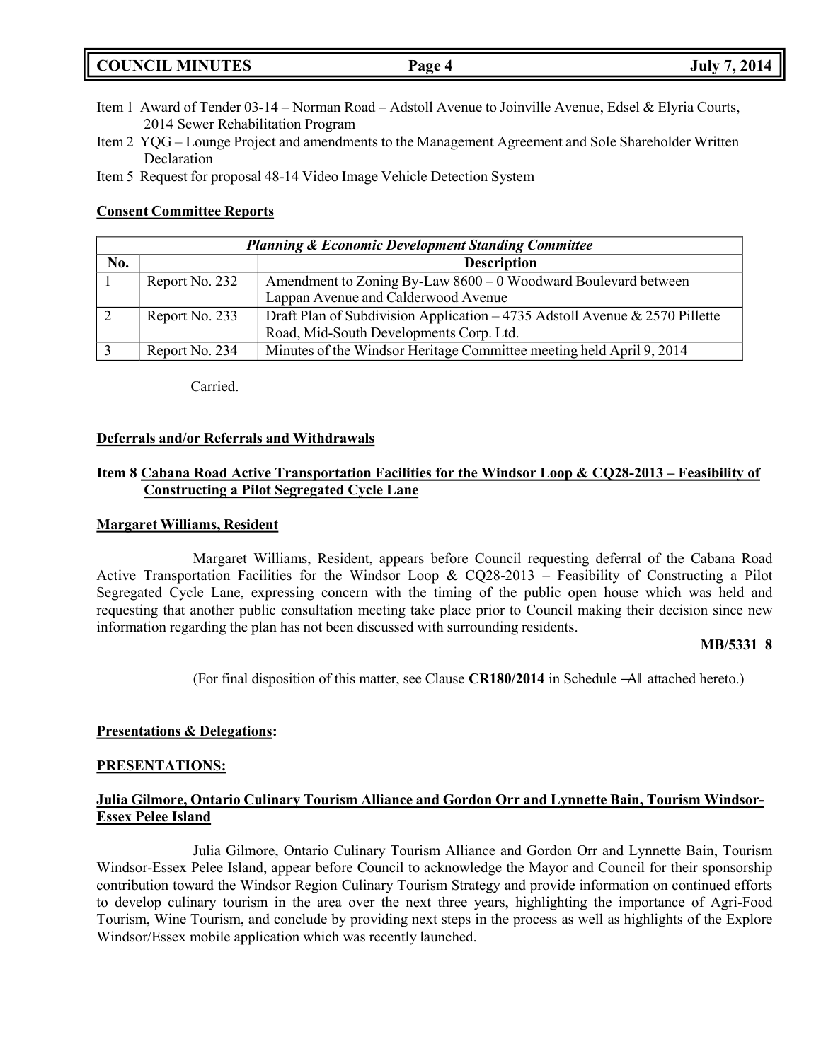Item 1 Award of Tender 03-14 – Norman Road – Adstoll Avenue to Joinville Avenue, Edsel & Elyria Courts, 2014 Sewer Rehabilitation Program

Item 2 YQG – Lounge Project and amendments to the Management Agreement and Sole Shareholder Written Declaration

Item 5 Request for proposal 48-14 Video Image Vehicle Detection System

**Consent Committee Reports**

| *Planning & Economic Development Standing Committee* | | |
|---|---|---|
| **No.** | | **Description** |
| 1 | Report No. 232 | Amendment to Zoning By-Law 8600 – 0 Woodward Boulevard between Lappan Avenue and Calderwood Avenue |
| 2 | Report No. 233 | Draft Plan of Subdivision Application – 4735 Adstoll Avenue & 2570 Pillette Road, Mid-South Developments Corp. Ltd. |
| 3 | Report No. 234 | Minutes of the Windsor Heritage Committee meeting held April 9, 2014 |

Carried.

**Deferrals and/or Referrals and Withdrawals**

**Item 8 Cabana Road Active Transportation Facilities for the Windsor Loop & CQ28-2013 – Feasibility of Constructing a Pilot Segregated Cycle Lane**

**Margaret Williams, Resident**

Margaret Williams, Resident, appears before Council requesting deferral of the Cabana Road Active Transportation Facilities for the Windsor Loop & CQ28-2013 – Feasibility of Constructing a Pilot Segregated Cycle Lane, expressing concern with the timing of the public open house which was held and requesting that another public consultation meeting take place prior to Council making their decision since new information regarding the plan has not been discussed with surrounding residents.

**MB/5331 8**

(For final disposition of this matter, see Clause **CR180/2014** in Schedule ―A‖ attached hereto.)

**Presentations & Delegations:**

**PRESENTATIONS:**

**Julia Gilmore, Ontario Culinary Tourism Alliance and Gordon Orr and Lynnette Bain, Tourism Windsor-Essex Pelee Island**

Julia Gilmore, Ontario Culinary Tourism Alliance and Gordon Orr and Lynnette Bain, Tourism Windsor-Essex Pelee Island, appear before Council to acknowledge the Mayor and Council for their sponsorship contribution toward the Windsor Region Culinary Tourism Strategy and provide information on continued efforts to develop culinary tourism in the area over the next three years, highlighting the importance of Agri-Food Tourism, Wine Tourism, and conclude by providing next steps in the process as well as highlights of the Explore Windsor/Essex mobile application which was recently launched.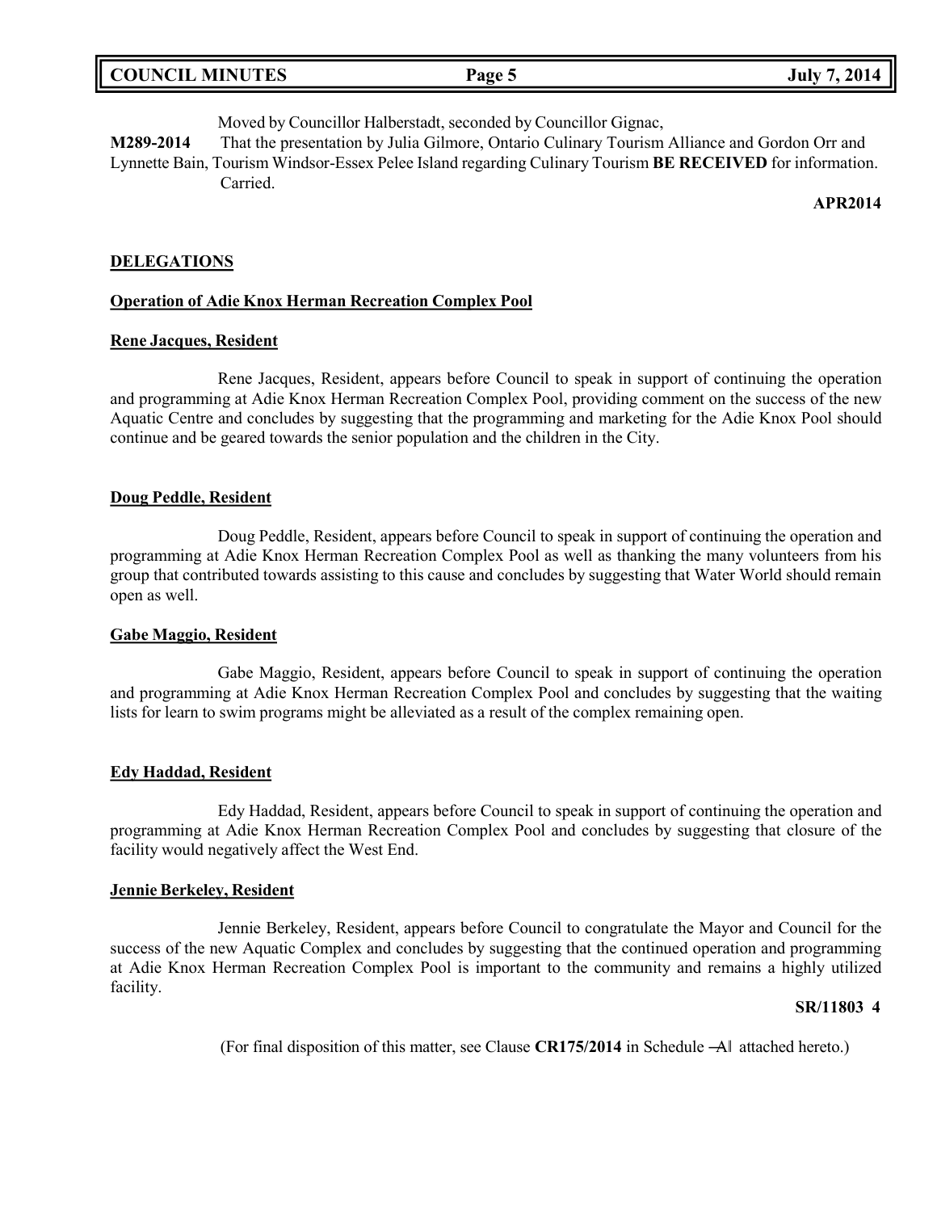Moved by Councillor Halberstadt, seconded by Councillor Gignac,

**M289-2014** That the presentation by Julia Gilmore, Ontario Culinary Tourism Alliance and Gordon Orr and Lynnette Bain, Tourism Windsor-Essex Pelee Island regarding Culinary Tourism **BE RECEIVED** for information.
Carried.

**APR2014**

## DELEGATIONS

### Operation of Adie Knox Herman Recreation Complex Pool

#### Rene Jacques, Resident

Rene Jacques, Resident, appears before Council to speak in support of continuing the operation and programming at Adie Knox Herman Recreation Complex Pool, providing comment on the success of the new Aquatic Centre and concludes by suggesting that the programming and marketing for the Adie Knox Pool should continue and be geared towards the senior population and the children in the City.

#### Doug Peddle, Resident

Doug Peddle, Resident, appears before Council to speak in support of continuing the operation and programming at Adie Knox Herman Recreation Complex Pool as well as thanking the many volunteers from his group that contributed towards assisting to this cause and concludes by suggesting that Water World should remain open as well.

#### Gabe Maggio, Resident

Gabe Maggio, Resident, appears before Council to speak in support of continuing the operation and programming at Adie Knox Herman Recreation Complex Pool and concludes by suggesting that the waiting lists for learn to swim programs might be alleviated as a result of the complex remaining open.

#### Edy Haddad, Resident

Edy Haddad, Resident, appears before Council to speak in support of continuing the operation and programming at Adie Knox Herman Recreation Complex Pool and concludes by suggesting that closure of the facility would negatively affect the West End.

#### Jennie Berkeley, Resident

Jennie Berkeley, Resident, appears before Council to congratulate the Mayor and Council for the success of the new Aquatic Complex and concludes by suggesting that the continued operation and programming at Adie Knox Herman Recreation Complex Pool is important to the community and remains a highly utilized facility.

**SR/11803 4**

(For final disposition of this matter, see Clause **CR175/2014** in Schedule ―A‖ attached hereto.)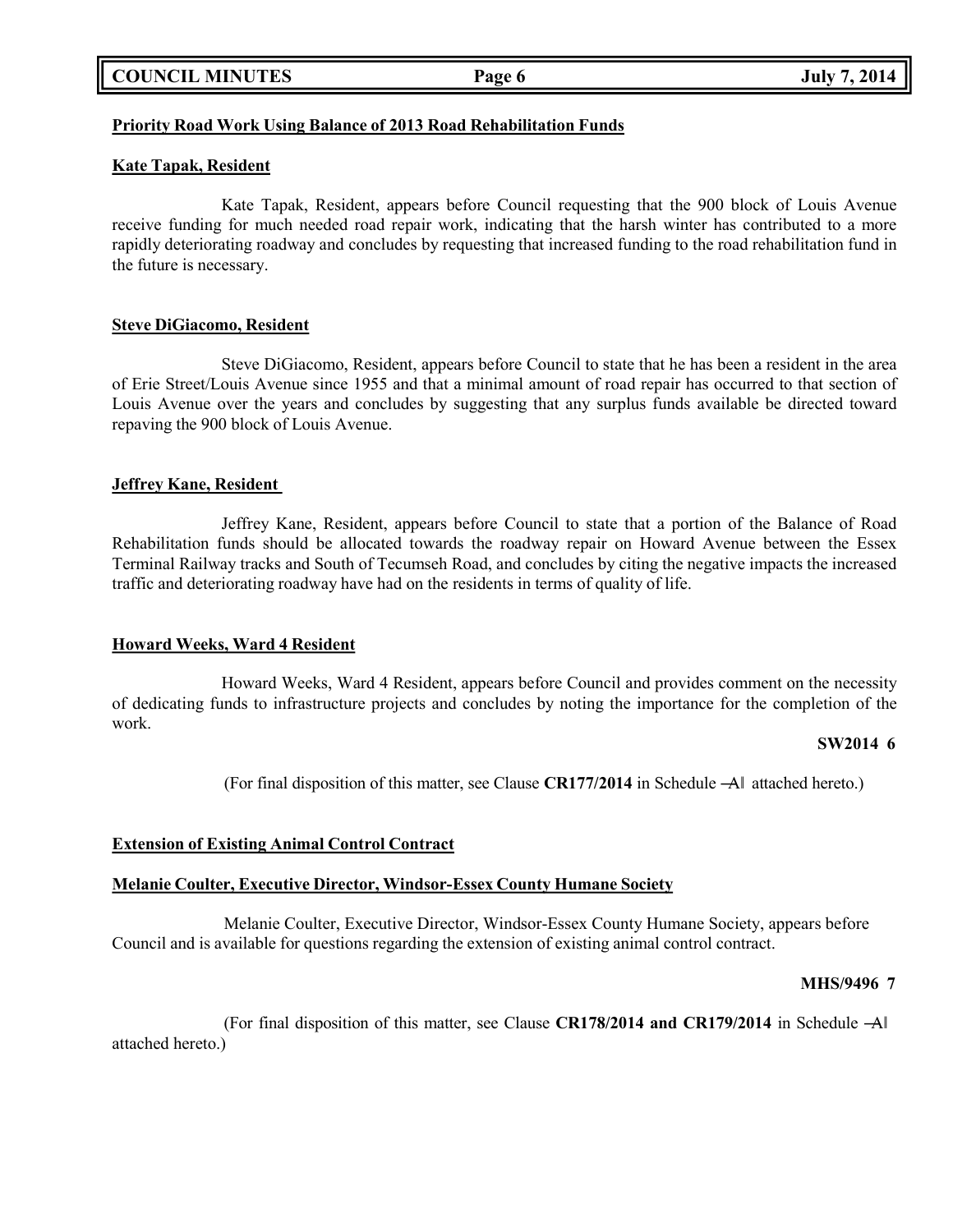**Priority Road Work Using Balance of 2013 Road Rehabilitation Funds**

**Kate Tapak, Resident**

Kate Tapak, Resident, appears before Council requesting that the 900 block of Louis Avenue receive funding for much needed road repair work, indicating that the harsh winter has contributed to a more rapidly deteriorating roadway and concludes by requesting that increased funding to the road rehabilitation fund in the future is necessary.

**Steve DiGiacomo, Resident**

Steve DiGiacomo, Resident, appears before Council to state that he has been a resident in the area of Erie Street/Louis Avenue since 1955 and that a minimal amount of road repair has occurred to that section of Louis Avenue over the years and concludes by suggesting that any surplus funds available be directed toward repaving the 900 block of Louis Avenue.

**Jeffrey Kane, Resident**

Jeffrey Kane, Resident, appears before Council to state that a portion of the Balance of Road Rehabilitation funds should be allocated towards the roadway repair on Howard Avenue between the Essex Terminal Railway tracks and South of Tecumseh Road, and concludes by citing the negative impacts the increased traffic and deteriorating roadway have had on the residents in terms of quality of life.

**Howard Weeks, Ward 4 Resident**

Howard Weeks, Ward 4 Resident, appears before Council and provides comment on the necessity of dedicating funds to infrastructure projects and concludes by noting the importance for the completion of the work.

**SW2014 6**

(For final disposition of this matter, see Clause **CR177/2014** in Schedule ―A‖ attached hereto.)

**Extension of Existing Animal Control Contract**

**Melanie Coulter, Executive Director, Windsor-Essex County Humane Society**

Melanie Coulter, Executive Director, Windsor-Essex County Humane Society, appears before Council and is available for questions regarding the extension of existing animal control contract.

**MHS/9496 7**

(For final disposition of this matter, see Clause **CR178/2014 and CR179/2014** in Schedule ―A‖ attached hereto.)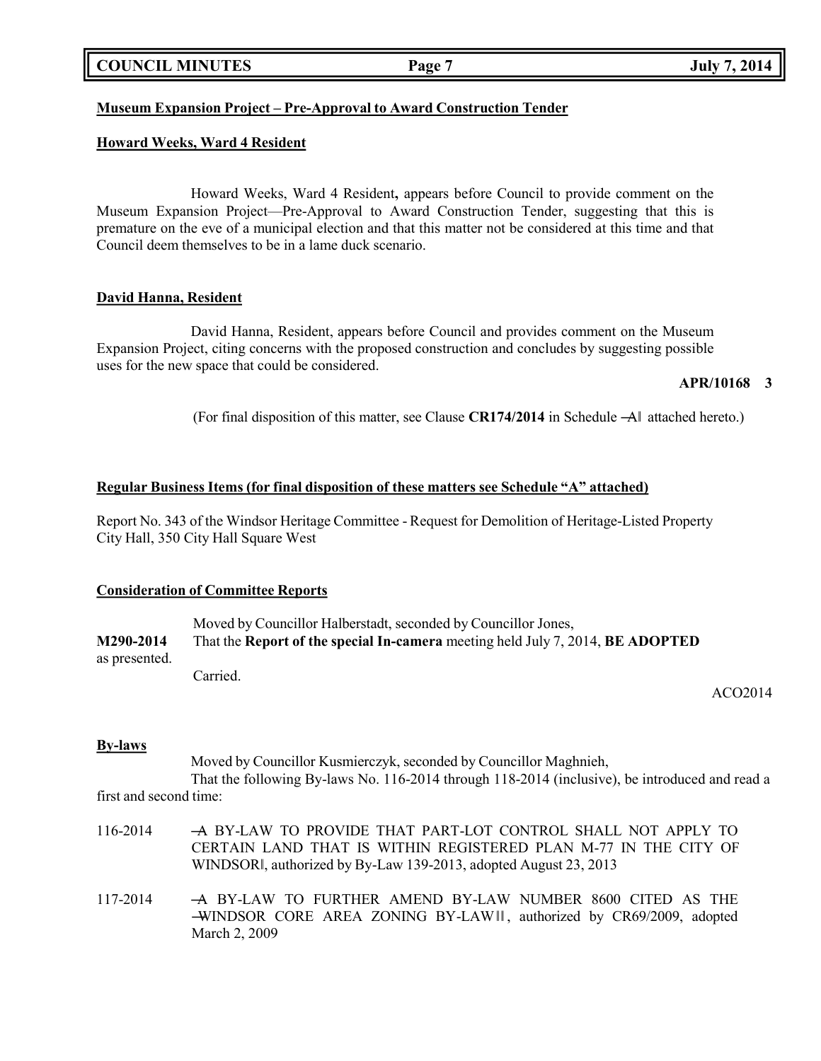**Museum Expansion Project – Pre-Approval to Award Construction Tender**

**Howard Weeks, Ward 4 Resident**

Howard Weeks, Ward 4 Resident**,** appears before Council to provide comment on the Museum Expansion Project—Pre-Approval to Award Construction Tender, suggesting that this is premature on the eve of a municipal election and that this matter not be considered at this time and that Council deem themselves to be in a lame duck scenario.

**David Hanna, Resident**

David Hanna, Resident, appears before Council and provides comment on the Museum Expansion Project, citing concerns with the proposed construction and concludes by suggesting possible uses for the new space that could be considered.

**APR/10168 3**

(For final disposition of this matter, see Clause **CR174/2014** in Schedule ―A‖ attached hereto.)

**Regular Business Items (for final disposition of these matters see Schedule "A" attached)**

Report No. 343 of the Windsor Heritage Committee - Request for Demolition of Heritage-Listed Property City Hall, 350 City Hall Square West

**Consideration of Committee Reports**

Moved by Councillor Halberstadt, seconded by Councillor Jones,

**M290-2014** That the **Report of the special In-camera** meeting held July 7, 2014, **BE ADOPTED** as presented.

Carried.

ACO2014

**By-laws**

Moved by Councillor Kusmierczyk, seconded by Councillor Maghnieh,

That the following By-laws No. 116-2014 through 118-2014 (inclusive), be introduced and read a first and second time:

116-2014 ―A BY-LAW TO PROVIDE THAT PART-LOT CONTROL SHALL NOT APPLY TO CERTAIN LAND THAT IS WITHIN REGISTERED PLAN M-77 IN THE CITY OF WINDSOR‖, authorized by By-Law 139-2013, adopted August 23, 2013

117-2014 ―A BY-LAW TO FURTHER AMEND BY-LAW NUMBER 8600 CITED AS THE ―WINDSOR CORE AREA ZONING BY-LAW‖‖, authorized by CR69/2009, adopted March 2, 2009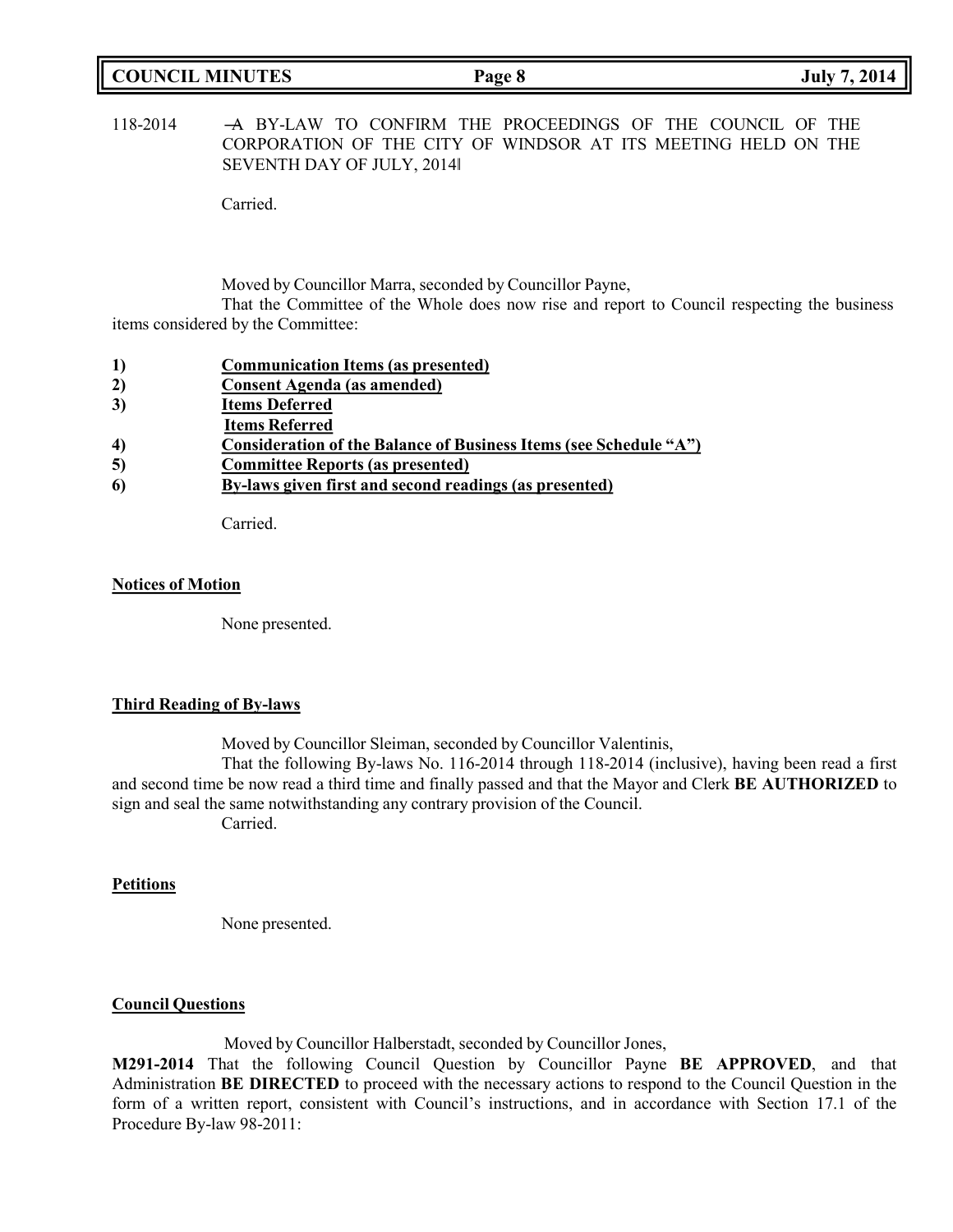118-2014 ―A BY-LAW TO CONFIRM THE PROCEEDINGS OF THE COUNCIL OF THE CORPORATION OF THE CITY OF WINDSOR AT ITS MEETING HELD ON THE SEVENTH DAY OF JULY, 2014‖

Carried.

Moved by Councillor Marra, seconded by Councillor Payne,

That the Committee of the Whole does now rise and report to Council respecting the business items considered by the Committee:

1) **Communication Items (as presented)**
2) **Consent Agenda (as amended)**
3) **Items Deferred**
   **Items Referred**
4) **Consideration of the Balance of Business Items (see Schedule "A")**
5) **Committee Reports (as presented)**
6) **By-laws given first and second readings (as presented)**

Carried.

**Notices of Motion**

None presented.

**Third Reading of By-laws**

Moved by Councillor Sleiman, seconded by Councillor Valentinis,

That the following By-laws No. 116-2014 through 118-2014 (inclusive), having been read a first and second time be now read a third time and finally passed and that the Mayor and Clerk **BE AUTHORIZED** to sign and seal the same notwithstanding any contrary provision of the Council.

Carried.

**Petitions**

None presented.

**Council Questions**

Moved by Councillor Halberstadt, seconded by Councillor Jones,

**M291-2014** That the following Council Question by Councillor Payne **BE APPROVED**, and that Administration **BE DIRECTED** to proceed with the necessary actions to respond to the Council Question in the form of a written report, consistent with Council's instructions, and in accordance with Section 17.1 of the Procedure By-law 98-2011: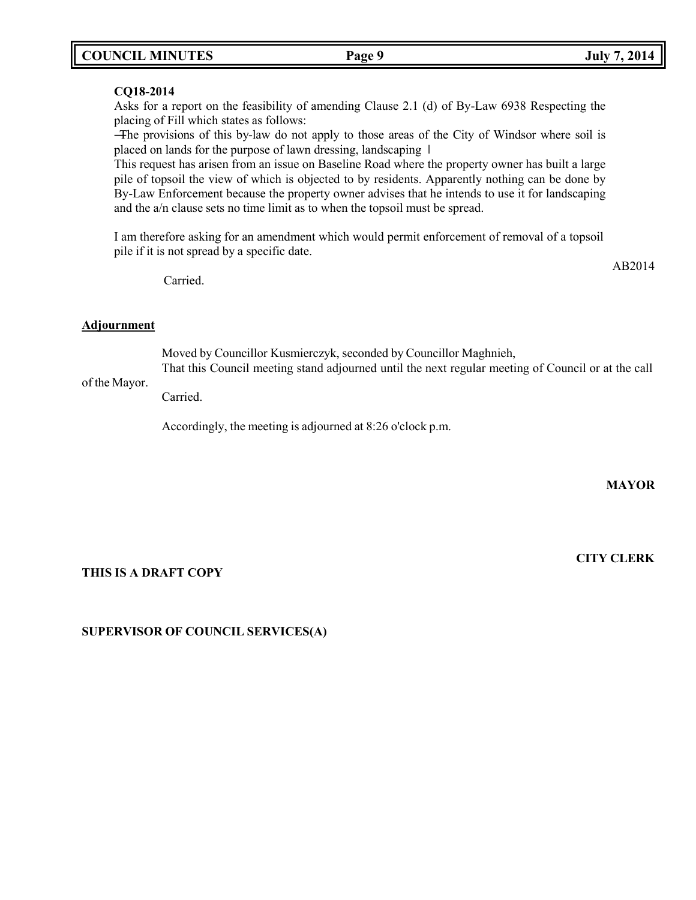**CQ18-2014**

Asks for a report on the feasibility of amending Clause 2.1 (d) of By-Law 6938 Respecting the placing of Fill which states as follows:

―The provisions of this by-law do not apply to those areas of the City of Windsor where soil is placed on lands for the purpose of lawn dressing, landscaping ‖

This request has arisen from an issue on Baseline Road where the property owner has built a large pile of topsoil the view of which is objected to by residents. Apparently nothing can be done by By-Law Enforcement because the property owner advises that he intends to use it for landscaping and the a/n clause sets no time limit as to when the topsoil must be spread.

I am therefore asking for an amendment which would permit enforcement of removal of a topsoil pile if it is not spread by a specific date.

AB2014

Carried.

**Adjournment**

Moved by Councillor Kusmierczyk, seconded by Councillor Maghnieh,

That this Council meeting stand adjourned until the next regular meeting of Council or at the call of the Mayor.

Carried.

Accordingly, the meeting is adjourned at 8:26 o'clock p.m.

**MAYOR**

**CITY CLERK**

**THIS IS A DRAFT COPY**

**SUPERVISOR OF COUNCIL SERVICES(A)**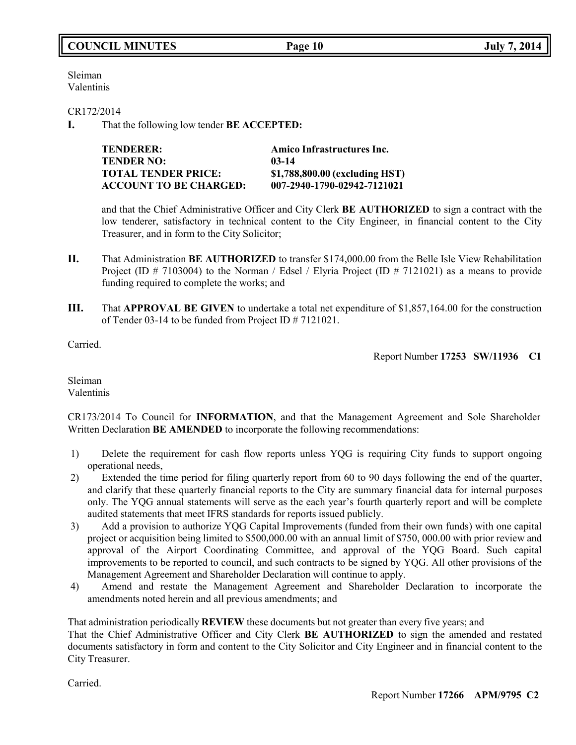Sleiman
Valentinis

CR172/2014

**I.** That the following low tender **BE ACCEPTED:**

| | |
|---|---|
| **TENDERER:** | **Amico Infrastructures Inc.** |
| **TENDER NO:** | **03-14** |
| **TOTAL TENDER PRICE:** | **$1,788,800.00 (excluding HST)** |
| **ACCOUNT TO BE CHARGED:** | **007-2940-1790-02942-7121021** |

and that the Chief Administrative Officer and City Clerk **BE AUTHORIZED** to sign a contract with the low tenderer, satisfactory in technical content to the City Engineer, in financial content to the City Treasurer, and in form to the City Solicitor;

**II.** That Administration **BE AUTHORIZED** to transfer $174,000.00 from the Belle Isle View Rehabilitation Project (ID # 7103004) to the Norman / Edsel / Elyria Project (ID # 7121021) as a means to provide funding required to complete the works; and

**III.** That **APPROVAL BE GIVEN** to undertake a total net expenditure of $1,857,164.00 for the construction of Tender 03-14 to be funded from Project ID # 7121021.

Carried.

Report Number **17253 SW/11936 C1**

Sleiman
Valentinis

CR173/2014 To Council for **INFORMATION**, and that the Management Agreement and Sole Shareholder Written Declaration **BE AMENDED** to incorporate the following recommendations:

1) Delete the requirement for cash flow reports unless YQG is requiring City funds to support ongoing operational needs,
2) Extended the time period for filing quarterly report from 60 to 90 days following the end of the quarter, and clarify that these quarterly financial reports to the City are summary financial data for internal purposes only. The YQG annual statements will serve as the each year's fourth quarterly report and will be complete audited statements that meet IFRS standards for reports issued publicly.
3) Add a provision to authorize YQG Capital Improvements (funded from their own funds) with one capital project or acquisition being limited to $500,000.00 with an annual limit of $750, 000.00 with prior review and approval of the Airport Coordinating Committee, and approval of the YQG Board. Such capital improvements to be reported to council, and such contracts to be signed by YQG. All other provisions of the Management Agreement and Shareholder Declaration will continue to apply.
4) Amend and restate the Management Agreement and Shareholder Declaration to incorporate the amendments noted herein and all previous amendments; and

That administration periodically **REVIEW** these documents but not greater than every five years; and
That the Chief Administrative Officer and City Clerk **BE AUTHORIZED** to sign the amended and restated documents satisfactory in form and content to the City Solicitor and City Engineer and in financial content to the City Treasurer.

Carried.

Report Number **17266 APM/9795 C2**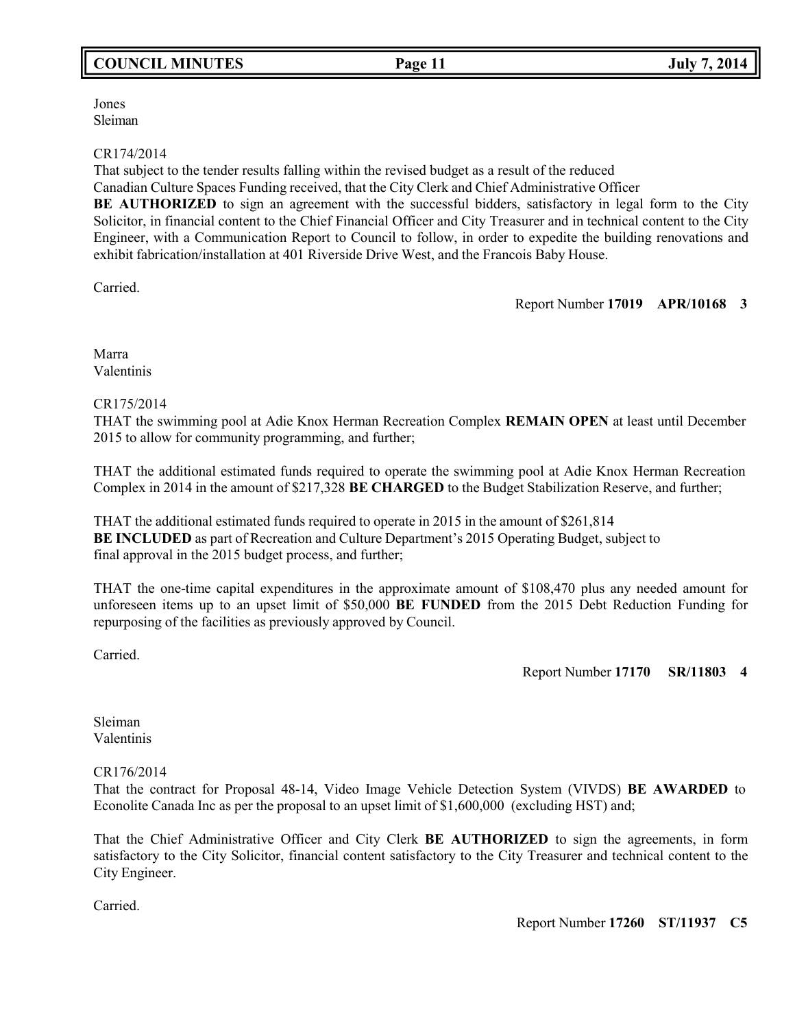Jones
Sleiman

CR174/2014
That subject to the tender results falling within the revised budget as a result of the reduced Canadian Culture Spaces Funding received, that the City Clerk and Chief Administrative Officer **BE AUTHORIZED** to sign an agreement with the successful bidders, satisfactory in legal form to the City Solicitor, in financial content to the Chief Financial Officer and City Treasurer and in technical content to the City Engineer, with a Communication Report to Council to follow, in order to expedite the building renovations and exhibit fabrication/installation at 401 Riverside Drive West, and the Francois Baby House.

Carried.

Report Number **17019 APR/10168 3**

Marra
Valentinis

CR175/2014
THAT the swimming pool at Adie Knox Herman Recreation Complex **REMAIN OPEN** at least until December 2015 to allow for community programming, and further;

THAT the additional estimated funds required to operate the swimming pool at Adie Knox Herman Recreation Complex in 2014 in the amount of $217,328 **BE CHARGED** to the Budget Stabilization Reserve, and further;

THAT the additional estimated funds required to operate in 2015 in the amount of $261,814 **BE INCLUDED** as part of Recreation and Culture Department's 2015 Operating Budget, subject to final approval in the 2015 budget process, and further;

THAT the one-time capital expenditures in the approximate amount of $108,470 plus any needed amount for unforeseen items up to an upset limit of $50,000 **BE FUNDED** from the 2015 Debt Reduction Funding for repurposing of the facilities as previously approved by Council.

Carried.

Report Number **17170 SR/11803 4**

Sleiman
Valentinis

CR176/2014
That the contract for Proposal 48-14, Video Image Vehicle Detection System (VIVDS) **BE AWARDED** to Econolite Canada Inc as per the proposal to an upset limit of $1,600,000 (excluding HST) and;

That the Chief Administrative Officer and City Clerk **BE AUTHORIZED** to sign the agreements, in form satisfactory to the City Solicitor, financial content satisfactory to the City Treasurer and technical content to the City Engineer.

Carried.

Report Number **17260 ST/11937 C5**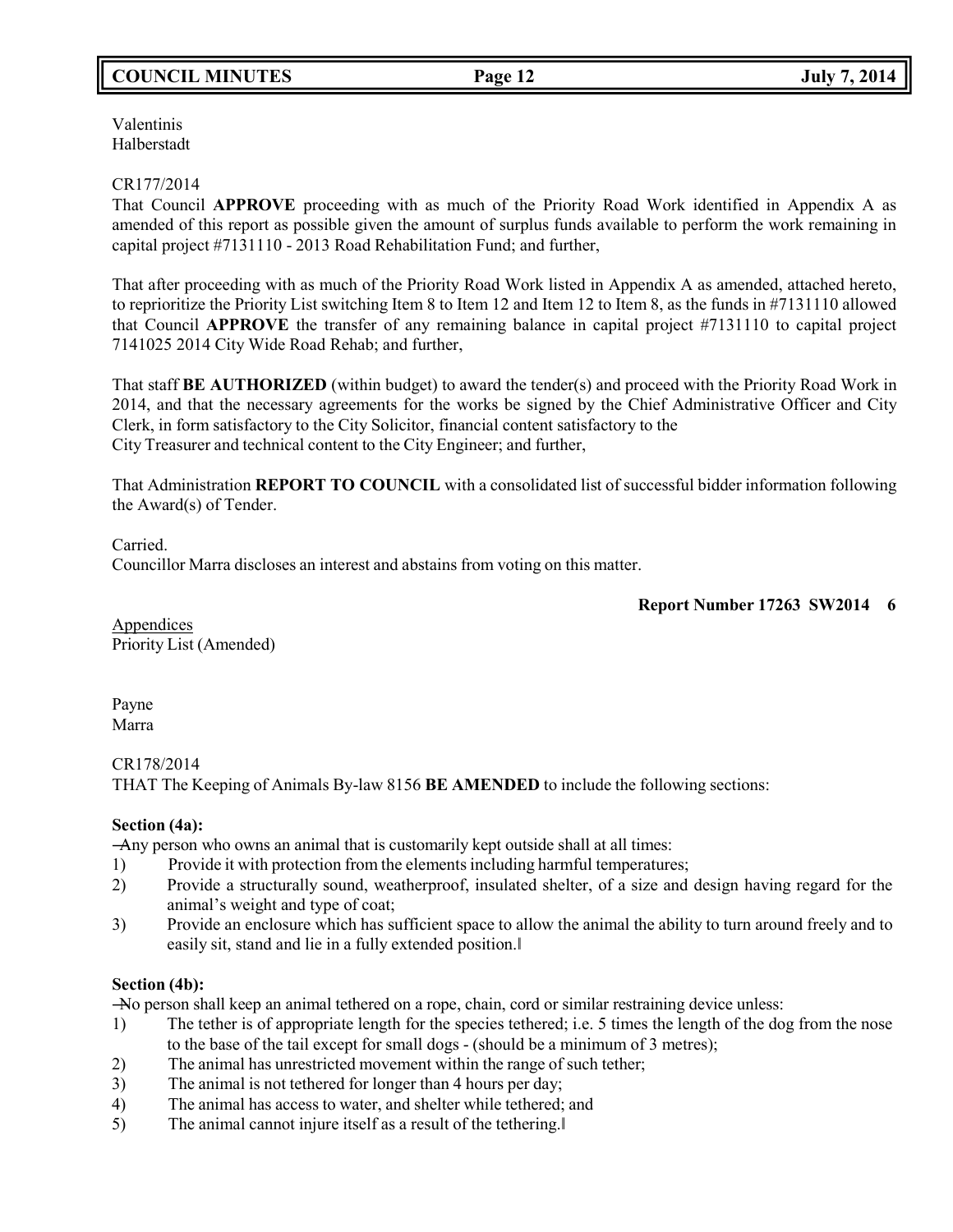Valentinis
Halberstadt

CR177/2014
That Council **APPROVE** proceeding with as much of the Priority Road Work identified in Appendix A as amended of this report as possible given the amount of surplus funds available to perform the work remaining in capital project #7131110 - 2013 Road Rehabilitation Fund; and further,

That after proceeding with as much of the Priority Road Work listed in Appendix A as amended, attached hereto, to reprioritize the Priority List switching Item 8 to Item 12 and Item 12 to Item 8, as the funds in #7131110 allowed that Council **APPROVE** the transfer of any remaining balance in capital project #7131110 to capital project 7141025 2014 City Wide Road Rehab; and further,

That staff **BE AUTHORIZED** (within budget) to award the tender(s) and proceed with the Priority Road Work in 2014, and that the necessary agreements for the works be signed by the Chief Administrative Officer and City Clerk, in form satisfactory to the City Solicitor, financial content satisfactory to the City Treasurer and technical content to the City Engineer; and further,

That Administration **REPORT TO COUNCIL** with a consolidated list of successful bidder information following the Award(s) of Tender.

Carried.
Councillor Marra discloses an interest and abstains from voting on this matter.

**Report Number 17263 SW2014 6**

Appendices
Priority List (Amended)

Payne
Marra

CR178/2014
THAT The Keeping of Animals By-law 8156 **BE AMENDED** to include the following sections:

**Section (4a):**
―Any person who owns an animal that is customarily kept outside shall at all times:
1) Provide it with protection from the elements including harmful temperatures;
2) Provide a structurally sound, weatherproof, insulated shelter, of a size and design having regard for the animal's weight and type of coat;
3) Provide an enclosure which has sufficient space to allow the animal the ability to turn around freely and to easily sit, stand and lie in a fully extended position.‖

**Section (4b):**
―No person shall keep an animal tethered on a rope, chain, cord or similar restraining device unless:
1) The tether is of appropriate length for the species tethered; i.e. 5 times the length of the dog from the nose to the base of the tail except for small dogs - (should be a minimum of 3 metres);
2) The animal has unrestricted movement within the range of such tether;
3) The animal is not tethered for longer than 4 hours per day;
4) The animal has access to water, and shelter while tethered; and
5) The animal cannot injure itself as a result of the tethering.‖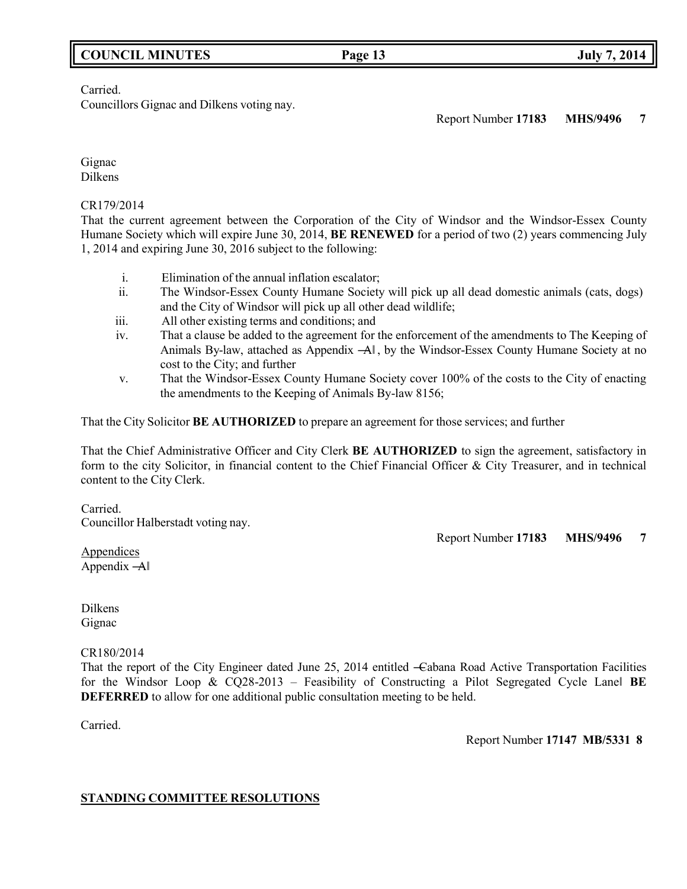Carried.
Councillors Gignac and Dilkens voting nay.

Report Number **17183** **MHS/9496** **7**

Gignac
Dilkens

CR179/2014
That the current agreement between the Corporation of the City of Windsor and the Windsor-Essex County Humane Society which will expire June 30, 2014, **BE RENEWED** for a period of two (2) years commencing July 1, 2014 and expiring June 30, 2016 subject to the following:

i. Elimination of the annual inflation escalator;
ii. The Windsor-Essex County Humane Society will pick up all dead domestic animals (cats, dogs) and the City of Windsor will pick up all other dead wildlife;
iii. All other existing terms and conditions; and
iv. That a clause be added to the agreement for the enforcement of the amendments to The Keeping of Animals By-law, attached as Appendix ―A‖, by the Windsor-Essex County Humane Society at no cost to the City; and further
v. That the Windsor-Essex County Humane Society cover 100% of the costs to the City of enacting the amendments to the Keeping of Animals By-law 8156;

That the City Solicitor **BE AUTHORIZED** to prepare an agreement for those services; and further

That the Chief Administrative Officer and City Clerk **BE AUTHORIZED** to sign the agreement, satisfactory in form to the city Solicitor, in financial content to the Chief Financial Officer & City Treasurer, and in technical content to the City Clerk.

Carried.
Councillor Halberstadt voting nay.

Report Number **17183** **MHS/9496** **7**

Appendices
Appendix ―A‖

Dilkens
Gignac

CR180/2014
That the report of the City Engineer dated June 25, 2014 entitled ―Cabana Road Active Transportation Facilities for the Windsor Loop & CQ28-2013 – Feasibility of Constructing a Pilot Segregated Cycle Lane‖ **BE DEFERRED** to allow for one additional public consultation meeting to be held.

Carried.

Report Number **17147** **MB/5331** **8**

**STANDING COMMITTEE RESOLUTIONS**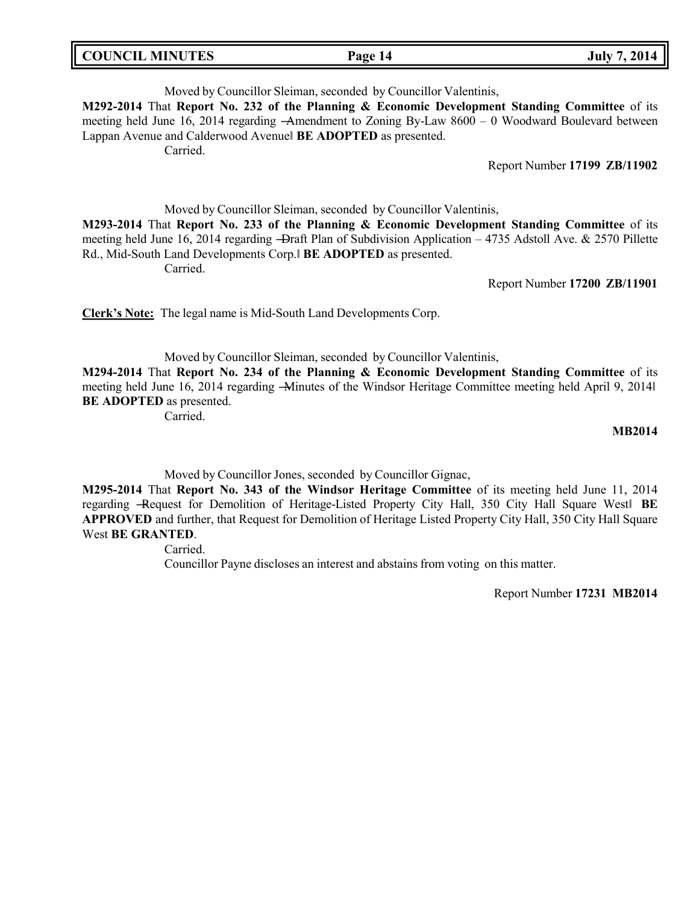Moved by Councillor Sleiman, seconded by Councillor Valentinis,

**M292-2014** That **Report No. 232 of the Planning & Economic Development Standing Committee** of its meeting held June 16, 2014 regarding ―Amendment to Zoning By-Law 8600 – 0 Woodward Boulevard between Lappan Avenue and Calderwood Avenue‖ **BE ADOPTED** as presented.

Carried.

Report Number **17199 ZB/11902**

Moved by Councillor Sleiman, seconded by Councillor Valentinis,

**M293-2014** That **Report No. 233 of the Planning & Economic Development Standing Committee** of its meeting held June 16, 2014 regarding ―Draft Plan of Subdivision Application – 4735 Adstoll Ave. & 2570 Pillette Rd., Mid-South Land Developments Corp.‖ **BE ADOPTED** as presented.

Carried.

Report Number **17200 ZB/11901**

**Clerk's Note:** The legal name is Mid-South Land Developments Corp.

Moved by Councillor Sleiman, seconded by Councillor Valentinis,

**M294-2014** That **Report No. 234 of the Planning & Economic Development Standing Committee** of its meeting held June 16, 2014 regarding ―Minutes of the Windsor Heritage Committee meeting held April 9, 2014‖ **BE ADOPTED** as presented.

Carried.

**MB2014**

Moved by Councillor Jones, seconded by Councillor Gignac,

**M295-2014** That **Report No. 343 of the Windsor Heritage Committee** of its meeting held June 11, 2014 regarding ―Request for Demolition of Heritage-Listed Property City Hall, 350 City Hall Square West‖ **BE APPROVED** and further, that Request for Demolition of Heritage Listed Property City Hall, 350 City Hall Square West **BE GRANTED**.

Carried.

Councillor Payne discloses an interest and abstains from voting on this matter.

Report Number **17231 MB2014**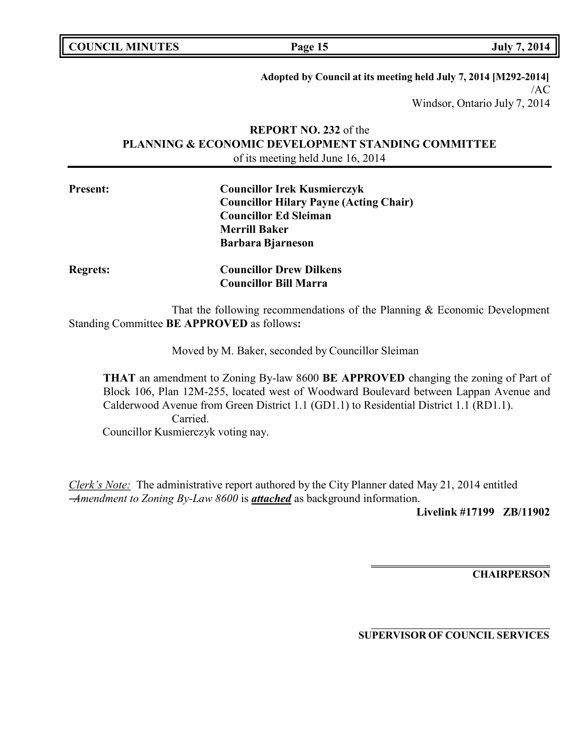**Adopted by Council at its meeting held July 7, 2014 [M292-2014]**
/AC
Windsor, Ontario July 7, 2014

**REPORT NO. 232** of the
**PLANNING & ECONOMIC DEVELOPMENT STANDING COMMITTEE**
of its meeting held June 16, 2014

**Present:** **Councillor Irek Kusmierczyk**
**Councillor Hilary Payne (Acting Chair)**
**Councillor Ed Sleiman**
**Merrill Baker**
**Barbara Bjarneson**

**Regrets:** **Councillor Drew Dilkens**
**Councillor Bill Marra**

That the following recommendations of the Planning & Economic Development Standing Committee **BE APPROVED** as follows**:**

Moved by M. Baker, seconded by Councillor Sleiman

**THAT** an amendment to Zoning By-law 8600 **BE APPROVED** changing the zoning of Part of Block 106, Plan 12M-255, located west of Woodward Boulevard between Lappan Avenue and Calderwood Avenue from Green District 1.1 (GD1.1) to Residential District 1.1 (RD1.1).
Carried.
Councillor Kusmierczyk voting nay.

*Clerk's Note:* The administrative report authored by the City Planner dated May 21, 2014 entitled *–Amendment to Zoning By-Law 8600* is ***attached*** as background information.

**Livelink #17199 ZB/11902**

**CHAIRPERSON**

**SUPERVISOR OF COUNCIL SERVICES**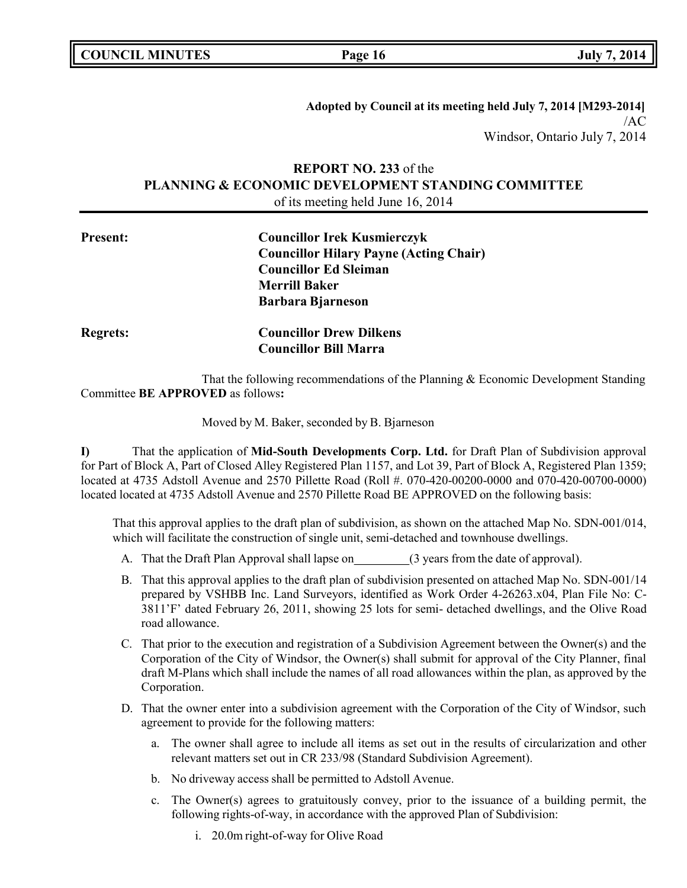**Adopted by Council at its meeting held July 7, 2014 [M293-2014]**
/AC
Windsor, Ontario July 7, 2014

## REPORT NO. 233 of the PLANNING & ECONOMIC DEVELOPMENT STANDING COMMITTEE

of its meeting held June 16, 2014

**Present:** **Councillor Irek Kusmierczyk**
**Councillor Hilary Payne (Acting Chair)**
**Councillor Ed Sleiman**
**Merrill Baker**
**Barbara Bjarneson**

**Regrets:** **Councillor Drew Dilkens**
**Councillor Bill Marra**

That the following recommendations of the Planning & Economic Development Standing Committee **BE APPROVED** as follows**:**

Moved by M. Baker, seconded by B. Bjarneson

**I)** That the application of **Mid-South Developments Corp. Ltd.** for Draft Plan of Subdivision approval for Part of Block A, Part of Closed Alley Registered Plan 1157, and Lot 39, Part of Block A, Registered Plan 1359; located at 4735 Adstoll Avenue and 2570 Pillette Road (Roll #. 070-420-00200-0000 and 070-420-00700-0000) located located at 4735 Adstoll Avenue and 2570 Pillette Road BE APPROVED on the following basis:

That this approval applies to the draft plan of subdivision, as shown on the attached Map No. SDN-001/014, which will facilitate the construction of single unit, semi-detached and townhouse dwellings.

A. That the Draft Plan Approval shall lapse on_________(3 years from the date of approval).

B. That this approval applies to the draft plan of subdivision presented on attached Map No. SDN-001/14 prepared by VSHBB Inc. Land Surveyors, identified as Work Order 4-26263.x04, Plan File No: C-3811'F' dated February 26, 2011, showing 25 lots for semi- detached dwellings, and the Olive Road road allowance.

C. That prior to the execution and registration of a Subdivision Agreement between the Owner(s) and the Corporation of the City of Windsor, the Owner(s) shall submit for approval of the City Planner, final draft M-Plans which shall include the names of all road allowances within the plan, as approved by the Corporation.

D. That the owner enter into a subdivision agreement with the Corporation of the City of Windsor, such agreement to provide for the following matters:

   a. The owner shall agree to include all items as set out in the results of circularization and other relevant matters set out in CR 233/98 (Standard Subdivision Agreement).

   b. No driveway access shall be permitted to Adstoll Avenue.

   c. The Owner(s) agrees to gratuitously convey, prior to the issuance of a building permit, the following rights-of-way, in accordance with the approved Plan of Subdivision:

      i. 20.0m right-of-way for Olive Road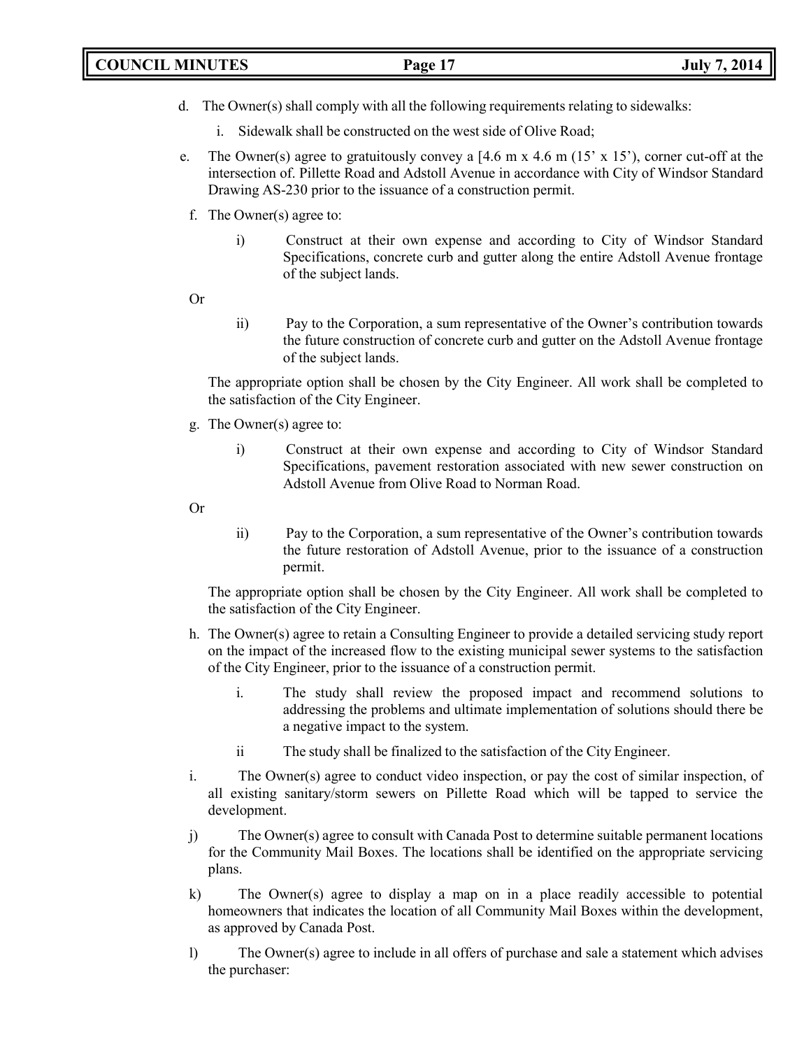d. The Owner(s) shall comply with all the following requirements relating to sidewalks:

   i. Sidewalk shall be constructed on the west side of Olive Road;

e. The Owner(s) agree to gratuitously convey a [4.6 m x 4.6 m (15' x 15'), corner cut-off at the intersection of. Pillette Road and Adstoll Avenue in accordance with City of Windsor Standard Drawing AS-230 prior to the issuance of a construction permit.

f. The Owner(s) agree to:

   i) Construct at their own expense and according to City of Windsor Standard Specifications, concrete curb and gutter along the entire Adstoll Avenue frontage of the subject lands.

   Or

   ii) Pay to the Corporation, a sum representative of the Owner's contribution towards the future construction of concrete curb and gutter on the Adstoll Avenue frontage of the subject lands.

   The appropriate option shall be chosen by the City Engineer. All work shall be completed to the satisfaction of the City Engineer.

g. The Owner(s) agree to:

   i) Construct at their own expense and according to City of Windsor Standard Specifications, pavement restoration associated with new sewer construction on Adstoll Avenue from Olive Road to Norman Road.

   Or

   ii) Pay to the Corporation, a sum representative of the Owner's contribution towards the future restoration of Adstoll Avenue, prior to the issuance of a construction permit.

   The appropriate option shall be chosen by the City Engineer. All work shall be completed to the satisfaction of the City Engineer.

h. The Owner(s) agree to retain a Consulting Engineer to provide a detailed servicing study report on the impact of the increased flow to the existing municipal sewer systems to the satisfaction of the City Engineer, prior to the issuance of a construction permit.

   i. The study shall review the proposed impact and recommend solutions to addressing the problems and ultimate implementation of solutions should there be a negative impact to the system.

   ii The study shall be finalized to the satisfaction of the City Engineer.

i. The Owner(s) agree to conduct video inspection, or pay the cost of similar inspection, of all existing sanitary/storm sewers on Pillette Road which will be tapped to service the development.

j) The Owner(s) agree to consult with Canada Post to determine suitable permanent locations for the Community Mail Boxes. The locations shall be identified on the appropriate servicing plans.

k) The Owner(s) agree to display a map on in a place readily accessible to potential homeowners that indicates the location of all Community Mail Boxes within the development, as approved by Canada Post.

l) The Owner(s) agree to include in all offers of purchase and sale a statement which advises the purchaser: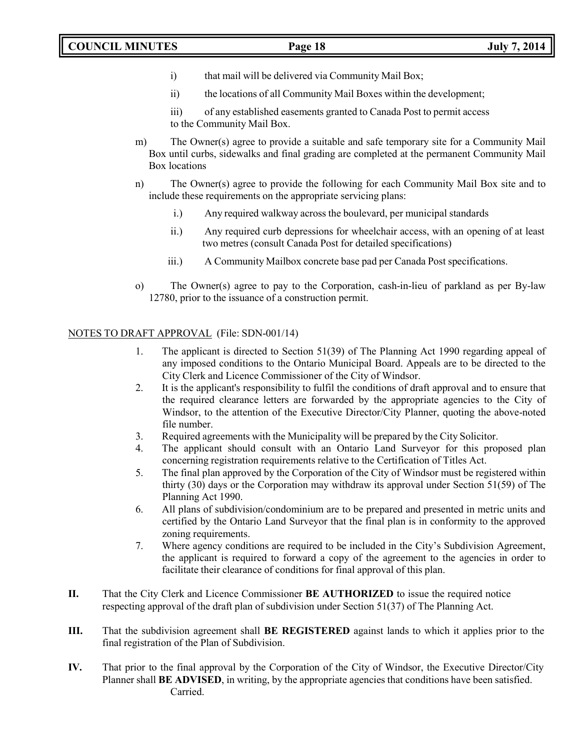i) that mail will be delivered via Community Mail Box;

ii) the locations of all Community Mail Boxes within the development;

iii) of any established easements granted to Canada Post to permit access to the Community Mail Box.

m) The Owner(s) agree to provide a suitable and safe temporary site for a Community Mail Box until curbs, sidewalks and final grading are completed at the permanent Community Mail Box locations

n) The Owner(s) agree to provide the following for each Community Mail Box site and to include these requirements on the appropriate servicing plans:

i.) Any required walkway across the boulevard, per municipal standards

ii.) Any required curb depressions for wheelchair access, with an opening of at least two metres (consult Canada Post for detailed specifications)

iii.) A Community Mailbox concrete base pad per Canada Post specifications.

o) The Owner(s) agree to pay to the Corporation, cash-in-lieu of parkland as per By-law 12780, prior to the issuance of a construction permit.

NOTES TO DRAFT APPROVAL (File: SDN-001/14)

1. The applicant is directed to Section 51(39) of The Planning Act 1990 regarding appeal of any imposed conditions to the Ontario Municipal Board. Appeals are to be directed to the City Clerk and Licence Commissioner of the City of Windsor.
2. It is the applicant's responsibility to fulfil the conditions of draft approval and to ensure that the required clearance letters are forwarded by the appropriate agencies to the City of Windsor, to the attention of the Executive Director/City Planner, quoting the above-noted file number.
3. Required agreements with the Municipality will be prepared by the City Solicitor.
4. The applicant should consult with an Ontario Land Surveyor for this proposed plan concerning registration requirements relative to the Certification of Titles Act.
5. The final plan approved by the Corporation of the City of Windsor must be registered within thirty (30) days or the Corporation may withdraw its approval under Section 51(59) of The Planning Act 1990.
6. All plans of subdivision/condominium are to be prepared and presented in metric units and certified by the Ontario Land Surveyor that the final plan is in conformity to the approved zoning requirements.
7. Where agency conditions are required to be included in the City's Subdivision Agreement, the applicant is required to forward a copy of the agreement to the agencies in order to facilitate their clearance of conditions for final approval of this plan.

**II.** That the City Clerk and Licence Commissioner **BE AUTHORIZED** to issue the required notice respecting approval of the draft plan of subdivision under Section 51(37) of The Planning Act.

**III.** That the subdivision agreement shall **BE REGISTERED** against lands to which it applies prior to the final registration of the Plan of Subdivision.

**IV.** That prior to the final approval by the Corporation of the City of Windsor, the Executive Director/City Planner shall **BE ADVISED**, in writing, by the appropriate agencies that conditions have been satisfied.

Carried.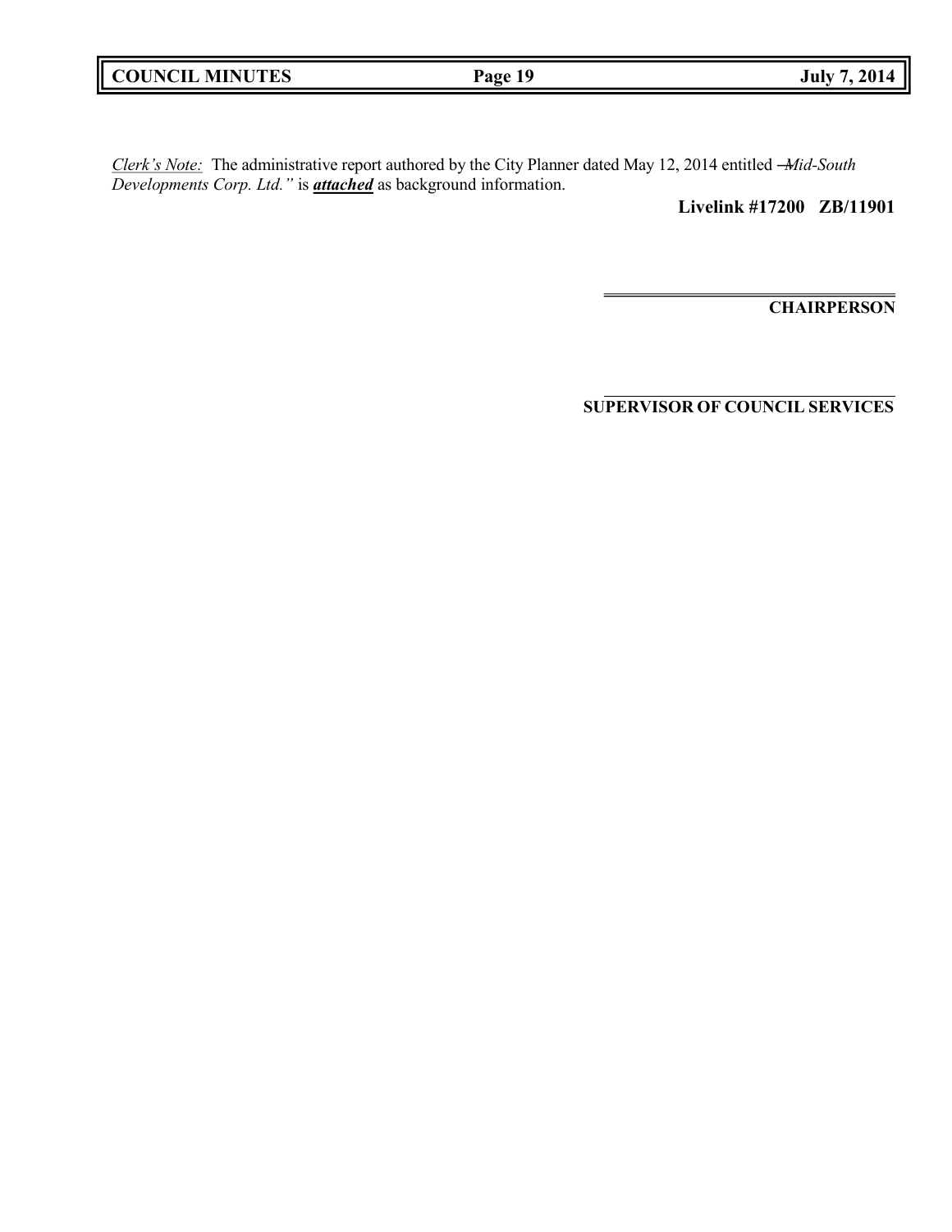*Clerk's Note:* The administrative report authored by the City Planner dated May 12, 2014 entitled *"Mid-South Developments Corp. Ltd."* is ***attached*** as background information.

**Livelink #17200 ZB/11901**

**CHAIRPERSON**

**SUPERVISOR OF COUNCIL SERVICES**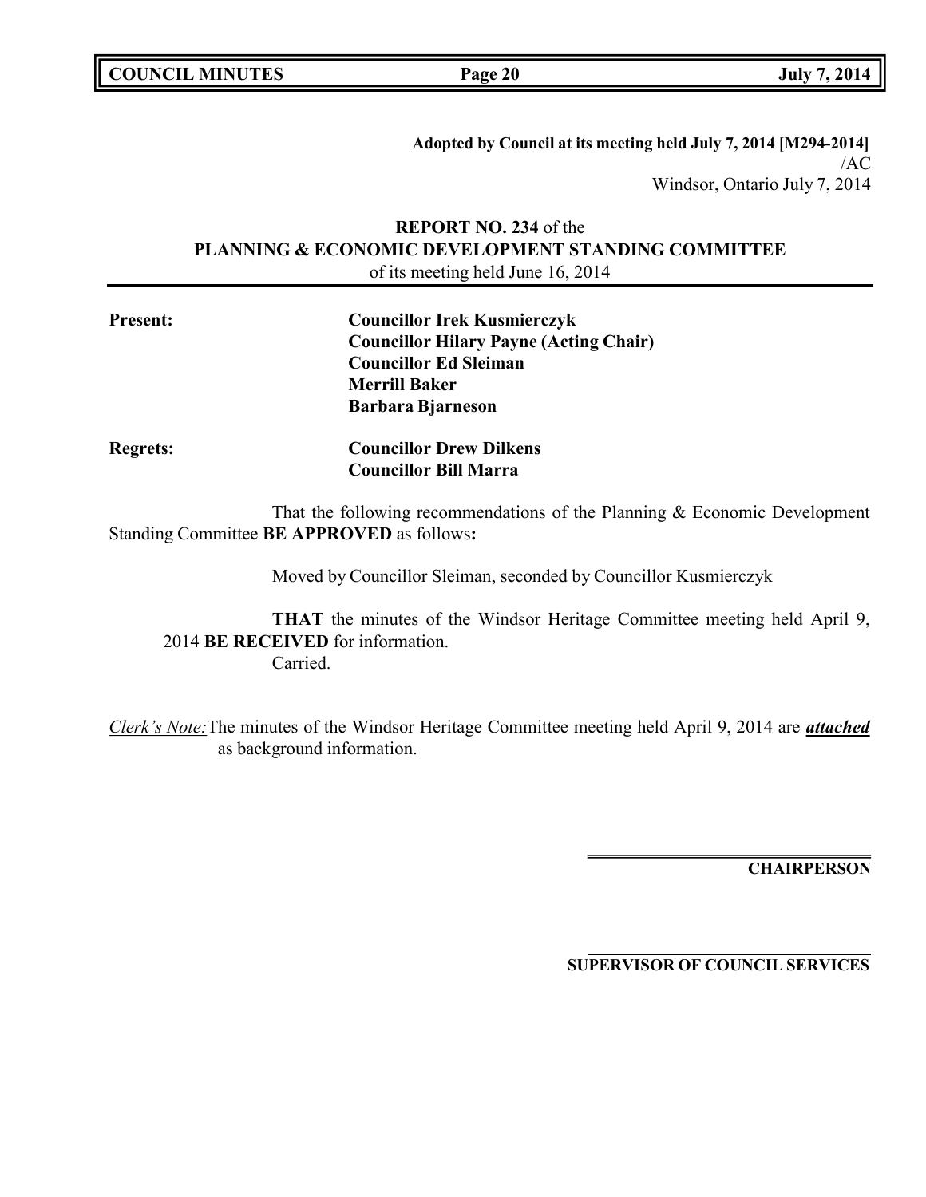**Adopted by Council at its meeting held July 7, 2014 [M294-2014]**
/AC
Windsor, Ontario July 7, 2014

**REPORT NO. 234** of the
**PLANNING & ECONOMIC DEVELOPMENT STANDING COMMITTEE**
of its meeting held June 16, 2014

| | |
|---|---|
| **Present:** | **Councillor Irek Kusmierczyk** |
| | **Councillor Hilary Payne (Acting Chair)** |
| | **Councillor Ed Sleiman** |
| | **Merrill Baker** |
| | **Barbara Bjarneson** |
| **Regrets:** | **Councillor Drew Dilkens** |
| | **Councillor Bill Marra** |

That the following recommendations of the Planning & Economic Development Standing Committee **BE APPROVED** as follows**:**

Moved by Councillor Sleiman, seconded by Councillor Kusmierczyk

**THAT** the minutes of the Windsor Heritage Committee meeting held April 9, 2014 **BE RECEIVED** for information.
Carried.

*Clerk's Note:* The minutes of the Windsor Heritage Committee meeting held April 9, 2014 are ***attached*** as background information.

**CHAIRPERSON**

**SUPERVISOR OF COUNCIL SERVICES**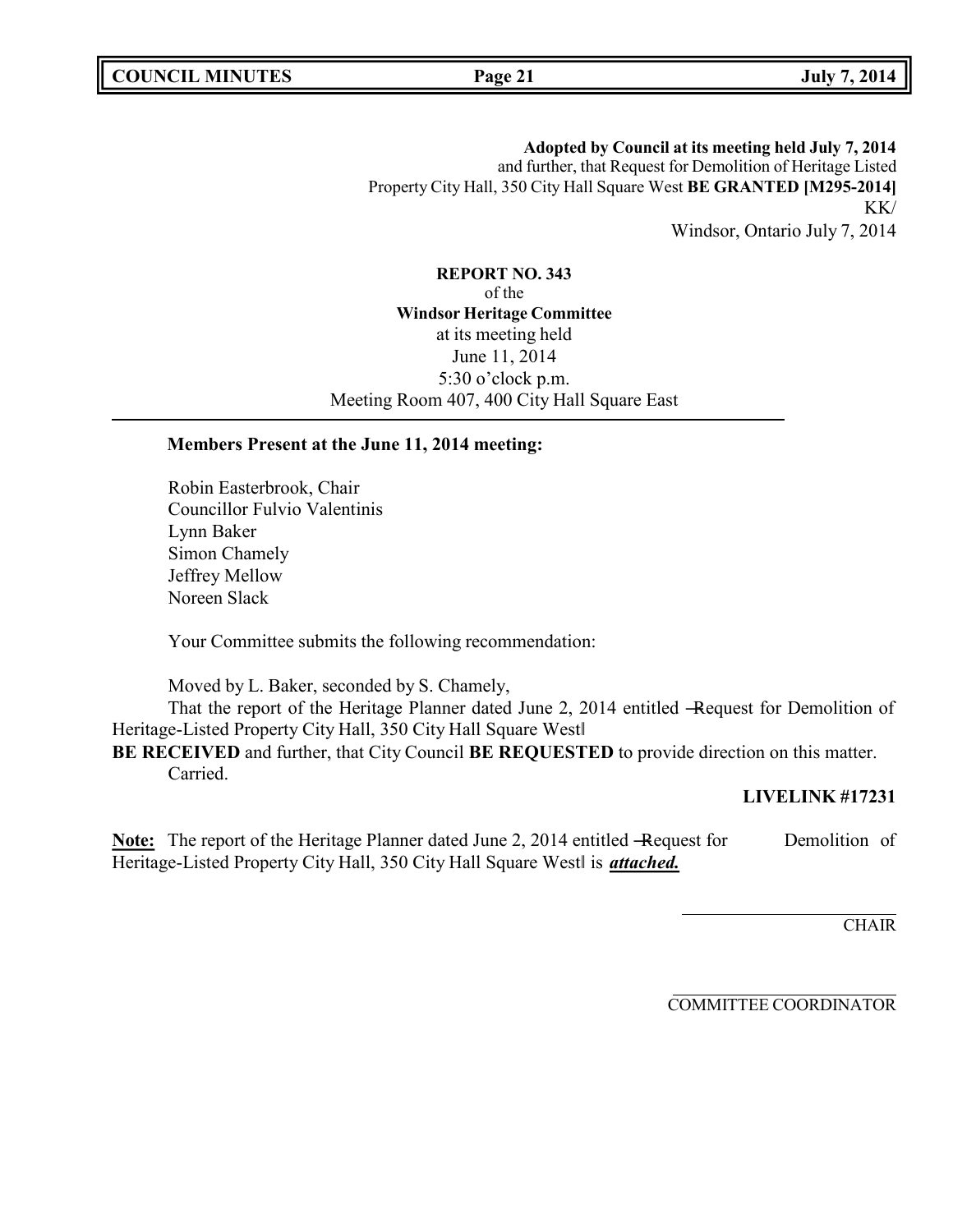**Adopted by Council at its meeting held July 7, 2014**
and further, that Request for Demolition of Heritage Listed Property City Hall, 350 City Hall Square West **BE GRANTED [M295-2014]**
KK/
Windsor, Ontario July 7, 2014

**REPORT NO. 343**
of the
**Windsor Heritage Committee**
at its meeting held
June 11, 2014
5:30 o'clock p.m.
Meeting Room 407, 400 City Hall Square East

---

**Members Present at the June 11, 2014 meeting:**

Robin Easterbrook, Chair
Councillor Fulvio Valentinis
Lynn Baker
Simon Chamely
Jeffrey Mellow
Noreen Slack

Your Committee submits the following recommendation:

Moved by L. Baker, seconded by S. Chamely,

That the report of the Heritage Planner dated June 2, 2014 entitled —Request for Demolition of Heritage-Listed Property City Hall, 350 City Hall Square West‖ **BE RECEIVED** and further, that City Council **BE REQUESTED** to provide direction on this matter.

Carried.

**LIVELINK #17231**

**Note:** The report of the Heritage Planner dated June 2, 2014 entitled —Request for Demolition of Heritage-Listed Property City Hall, 350 City Hall Square West‖ is ***attached.***

CHAIR

COMMITTEE COORDINATOR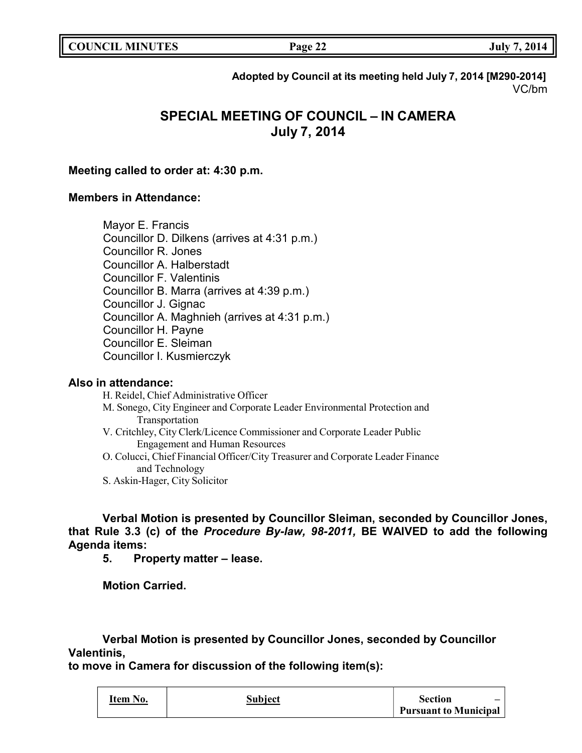**Adopted by Council at its meeting held July 7, 2014 [M290-2014]**
VC/bm

# SPECIAL MEETING OF COUNCIL – IN CAMERA
# July 7, 2014

**Meeting called to order at: 4:30 p.m.**

**Members in Attendance:**

Mayor E. Francis
Councillor D. Dilkens (arrives at 4:31 p.m.)
Councillor R. Jones
Councillor A. Halberstadt
Councillor F. Valentinis
Councillor B. Marra (arrives at 4:39 p.m.)
Councillor J. Gignac
Councillor A. Maghnieh (arrives at 4:31 p.m.)
Councillor H. Payne
Councillor E. Sleiman
Councillor I. Kusmierczyk

**Also in attendance:**

H. Reidel, Chief Administrative Officer
M. Sonego, City Engineer and Corporate Leader Environmental Protection and Transportation
V. Critchley, City Clerk/Licence Commissioner and Corporate Leader Public Engagement and Human Resources
O. Colucci, Chief Financial Officer/City Treasurer and Corporate Leader Finance and Technology
S. Askin-Hager, City Solicitor

**Verbal Motion is presented by Councillor Sleiman, seconded by Councillor Jones, that Rule 3.3 (c) of the *Procedure By-law, 98-2011,* BE WAIVED to add the following Agenda items:**

**5. Property matter – lease.**

**Motion Carried.**

**Verbal Motion is presented by Councillor Jones, seconded by Councillor Valentinis,**
**to move in Camera for discussion of the following item(s):**

| Item No. | Subject | Section – Pursuant to Municipal |
|---|---|---|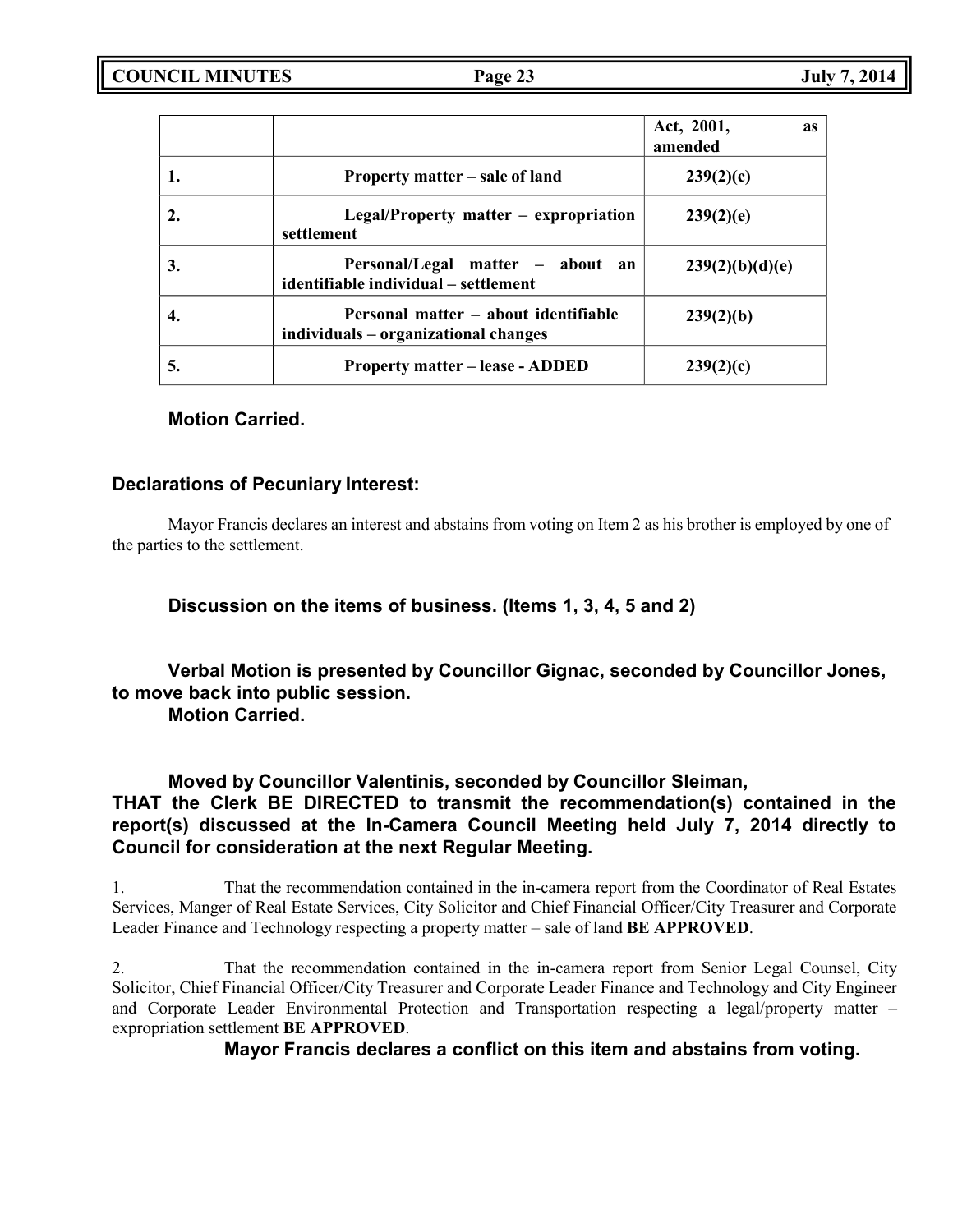| | | Act, 2001, as amended |
|---|---|---|
| 1. | Property matter – sale of land | 239(2)(c) |
| 2. | Legal/Property matter – expropriation settlement | 239(2)(e) |
| 3. | Personal/Legal matter – about an identifiable individual – settlement | 239(2)(b)(d)(e) |
| 4. | Personal matter – about identifiable individuals – organizational changes | 239(2)(b) |
| 5. | Property matter – lease - ADDED | 239(2)(c) |

**Motion Carried.**

### Declarations of Pecuniary Interest:

Mayor Francis declares an interest and abstains from voting on Item 2 as his brother is employed by one of the parties to the settlement.

**Discussion on the items of business. (Items 1, 3, 4, 5 and 2)**

**Verbal Motion is presented by Councillor Gignac, seconded by Councillor Jones, to move back into public session.**
**Motion Carried.**

**Moved by Councillor Valentinis, seconded by Councillor Sleiman,**
**THAT the Clerk BE DIRECTED to transmit the recommendation(s) contained in the report(s) discussed at the In-Camera Council Meeting held July 7, 2014 directly to Council for consideration at the next Regular Meeting.**

1. That the recommendation contained in the in-camera report from the Coordinator of Real Estates Services, Manger of Real Estate Services, City Solicitor and Chief Financial Officer/City Treasurer and Corporate Leader Finance and Technology respecting a property matter – sale of land **BE APPROVED**.

2. That the recommendation contained in the in-camera report from Senior Legal Counsel, City Solicitor, Chief Financial Officer/City Treasurer and Corporate Leader Finance and Technology and City Engineer and Corporate Leader Environmental Protection and Transportation respecting a legal/property matter – expropriation settlement **BE APPROVED**.

**Mayor Francis declares a conflict on this item and abstains from voting.**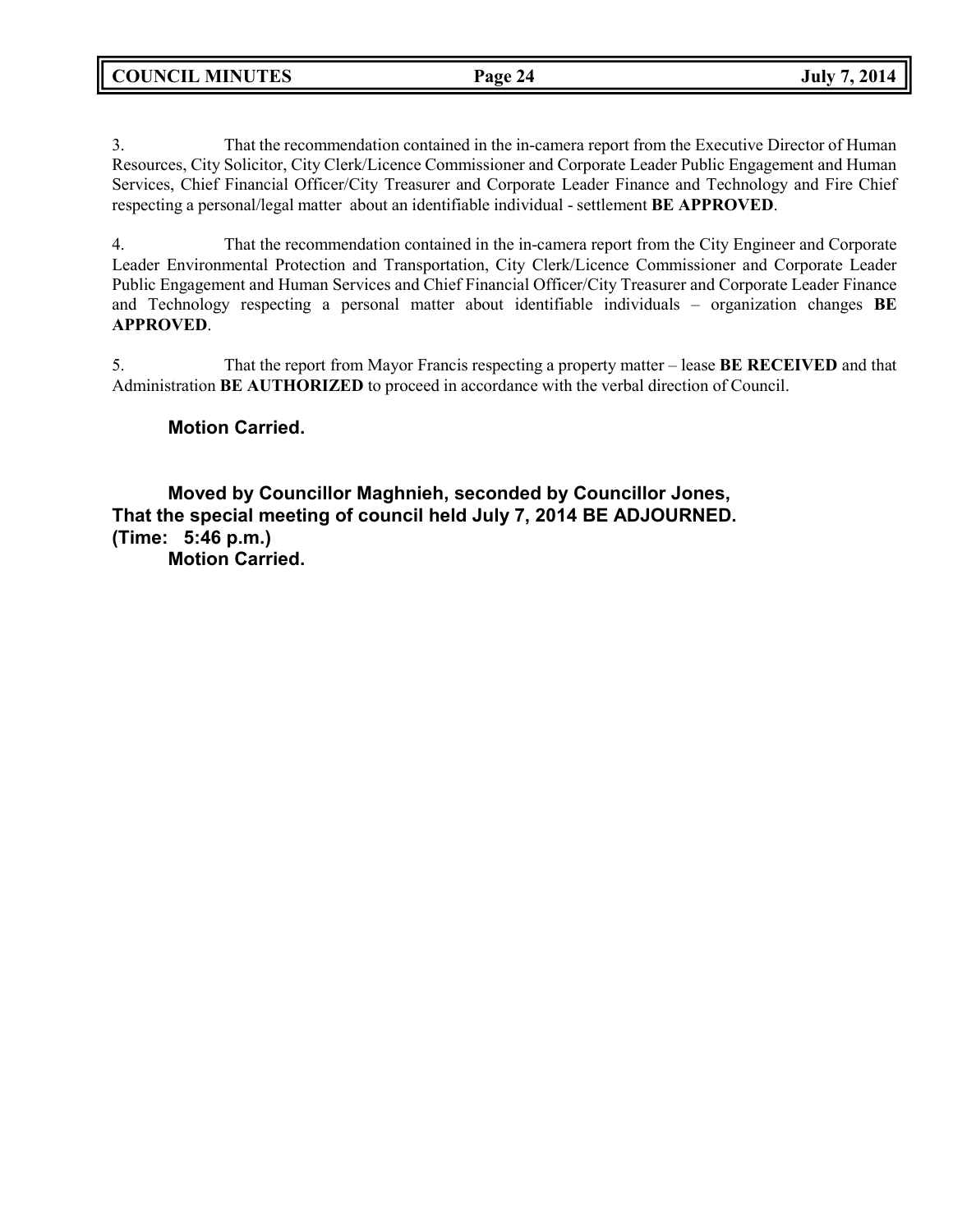3. That the recommendation contained in the in-camera report from the Executive Director of Human Resources, City Solicitor, City Clerk/Licence Commissioner and Corporate Leader Public Engagement and Human Services, Chief Financial Officer/City Treasurer and Corporate Leader Finance and Technology and Fire Chief respecting a personal/legal matter about an identifiable individual - settlement **BE APPROVED**.

4. That the recommendation contained in the in-camera report from the City Engineer and Corporate Leader Environmental Protection and Transportation, City Clerk/Licence Commissioner and Corporate Leader Public Engagement and Human Services and Chief Financial Officer/City Treasurer and Corporate Leader Finance and Technology respecting a personal matter about identifiable individuals – organization changes **BE APPROVED**.

5. That the report from Mayor Francis respecting a property matter – lease **BE RECEIVED** and that Administration **BE AUTHORIZED** to proceed in accordance with the verbal direction of Council.

**Motion Carried.**

**Moved by Councillor Maghnieh, seconded by Councillor Jones,**
**That the special meeting of council held July 7, 2014 BE ADJOURNED.**
**(Time: 5:46 p.m.)**
**Motion Carried.**